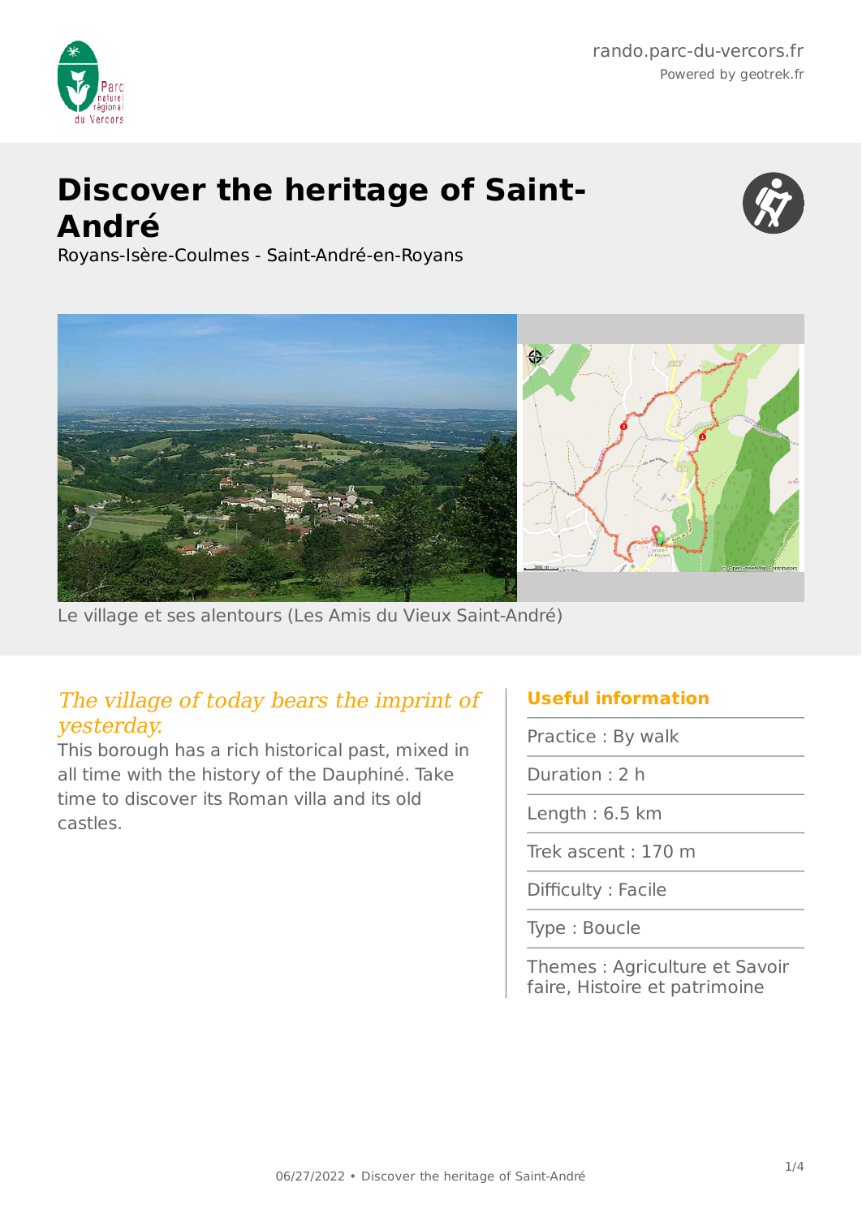# Discover the heritage of Saint-André

Royans-Isère-Coulmes - Saint-André-en-Royans

Le village et ses alentours (Les Amis du Vieux Saint-André)

*The village of today bears the imprint of yesterday.*

This borough has a rich historical past, mixed in all time with the history of the Dauphiné. Take time to discover its Roman villa and its old castles.

## Useful information

- Practice : By walk
- Duration : 2 h
- Length : 6.5 km
- Trek ascent : 170 m
- Difficulty : Facile
- Type : Boucle
- Themes : Agriculture et Savoir faire, Histoire et patrimoine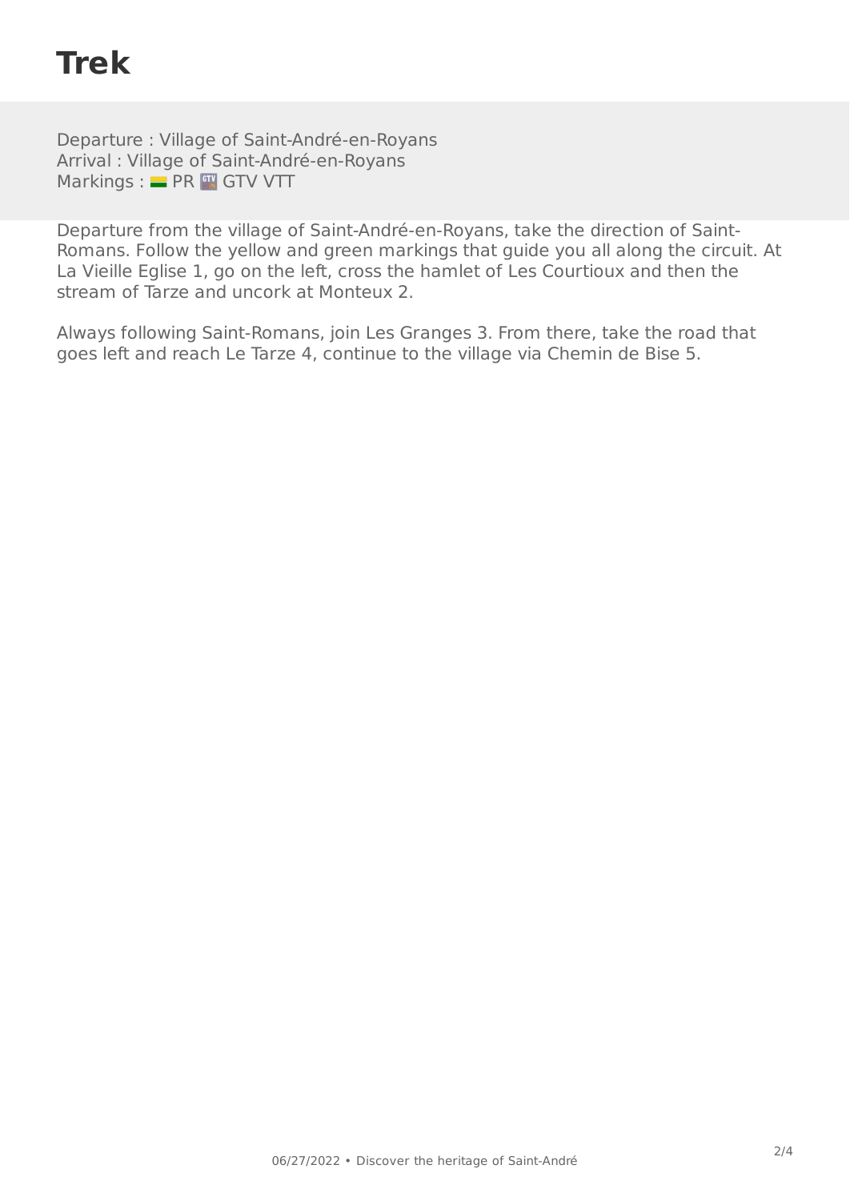# Trek

Departure : Village of Saint-André-en-Royans
Arrival : Village of Saint-André-en-Royans
Markings : PR GTV VTT

Departure from the village of Saint-André-en-Royans, take the direction of Saint-Romans. Follow the yellow and green markings that guide you all along the circuit. At La Vieille Eglise 1, go on the left, cross the hamlet of Les Courtioux and then the stream of Tarze and uncork at Monteux 2.

Always following Saint-Romans, join Les Granges 3. From there, take the road that goes left and reach Le Tarze 4, continue to the village via Chemin de Bise 5.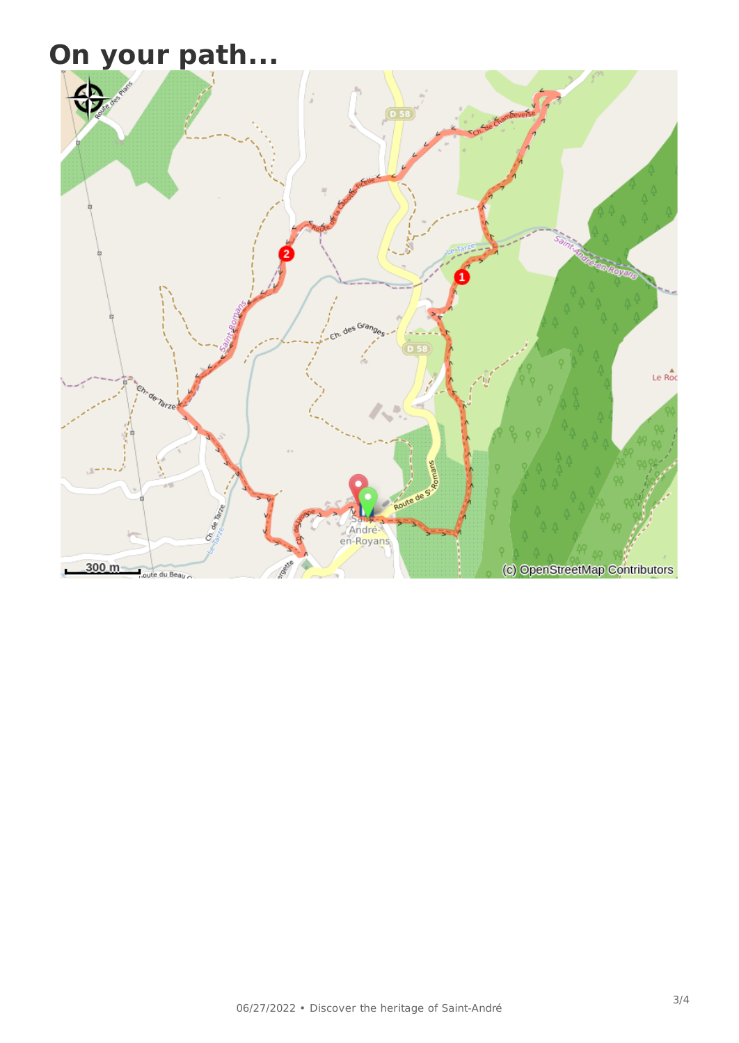# On your path...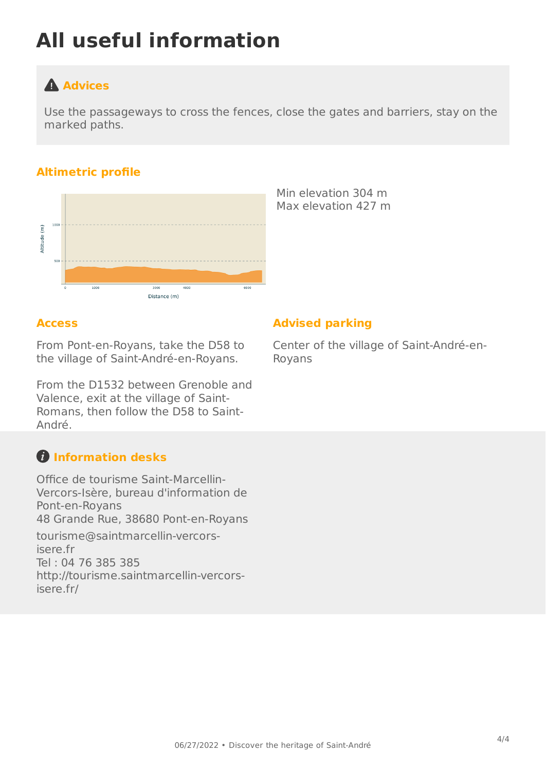# All useful information

## Advices

Use the passageways to cross the fences, close the gates and barriers, stay on the marked paths.

## Altimetric profile

Altitude (m)
1000
500
0
1000
3000
4000
6000
Distance (m)

Min elevation 304 m
Max elevation 427 m

## Access

From Pont-en-Royans, take the D58 to the village of Saint-André-en-Royans.

From the D1532 between Grenoble and Valence, exit at the village of Saint-Romans, then follow the D58 to Saint-André.

## Advised parking

Center of the village of Saint-André-en-Royans

## Information desks

Office de tourisme Saint-Marcellin-Vercors-Isère, bureau d'information de Pont-en-Royans
48 Grande Rue, 38680 Pont-en-Royans

tourisme@saintmarcellin-vercors-isere.fr
Tel : 04 76 385 385
http://tourisme.saintmarcellin-vercors-isere.fr/